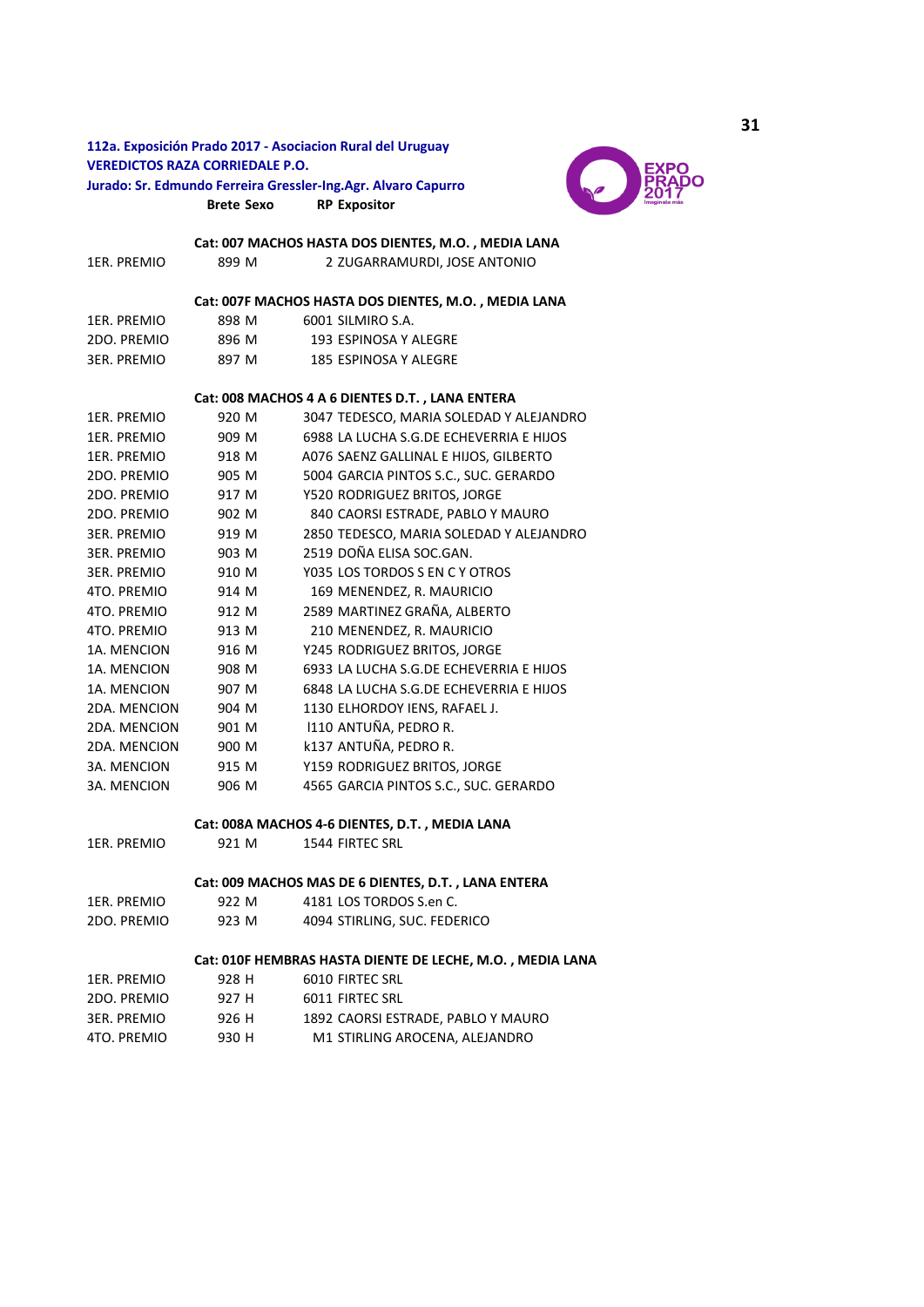**112a. Exposición Prado 2017 - Asociacion Rural del Uruguay**
**VEREDICTOS RAZA CORRIEDALE P.O.**
**Jurado: Sr. Edmundo Ferreira Gressler-Ing.Agr. Alvaro Capurro**

| | Brete | Sexo | RP | Expositor |
|---|---|---|---|---|
| | | | | **Cat: 007 MACHOS HASTA DOS DIENTES, M.O. , MEDIA LANA** |
| 1ER. PREMIO | 899 | M | 2 | ZUGARRAMURDI, JOSE ANTONIO |
| | | | | **Cat: 007F MACHOS HASTA DOS DIENTES, M.O. , MEDIA LANA** |
| 1ER. PREMIO | 898 | M | 6001 | SILMIRO S.A. |
| 2DO. PREMIO | 896 | M | 193 | ESPINOSA Y ALEGRE |
| 3ER. PREMIO | 897 | M | 185 | ESPINOSA Y ALEGRE |
| | | | | **Cat: 008 MACHOS 4 A 6 DIENTES D.T. , LANA ENTERA** |
| 1ER. PREMIO | 920 | M | 3047 | TEDESCO, MARIA SOLEDAD Y ALEJANDRO |
| 1ER. PREMIO | 909 | M | 6988 | LA LUCHA S.G.DE ECHEVERRIA E HIJOS |
| 1ER. PREMIO | 918 | M | A076 | SAENZ GALLINAL E HIJOS, GILBERTO |
| 2DO. PREMIO | 905 | M | 5004 | GARCIA PINTOS S.C., SUC. GERARDO |
| 2DO. PREMIO | 917 | M | Y520 | RODRIGUEZ BRITOS, JORGE |
| 2DO. PREMIO | 902 | M | 840 | CAORSI ESTRADE, PABLO Y MAURO |
| 3ER. PREMIO | 919 | M | 2850 | TEDESCO, MARIA SOLEDAD Y ALEJANDRO |
| 3ER. PREMIO | 903 | M | 2519 | DOÑA ELISA SOC.GAN. |
| 3ER. PREMIO | 910 | M | Y035 | LOS TORDOS S EN C Y OTROS |
| 4TO. PREMIO | 914 | M | 169 | MENENDEZ, R. MAURICIO |
| 4TO. PREMIO | 912 | M | 2589 | MARTINEZ GRAÑA, ALBERTO |
| 4TO. PREMIO | 913 | M | 210 | MENENDEZ, R. MAURICIO |
| 1A. MENCION | 916 | M | Y245 | RODRIGUEZ BRITOS, JORGE |
| 1A. MENCION | 908 | M | 6933 | LA LUCHA S.G.DE ECHEVERRIA E HIJOS |
| 1A. MENCION | 907 | M | 6848 | LA LUCHA S.G.DE ECHEVERRIA E HIJOS |
| 2DA. MENCION | 904 | M | 1130 | ELHORDOY IENS, RAFAEL J. |
| 2DA. MENCION | 901 | M | I110 | ANTUÑA, PEDRO R. |
| 2DA. MENCION | 900 | M | k137 | ANTUÑA, PEDRO R. |
| 3A. MENCION | 915 | M | Y159 | RODRIGUEZ BRITOS, JORGE |
| 3A. MENCION | 906 | M | 4565 | GARCIA PINTOS S.C., SUC. GERARDO |
| | | | | **Cat: 008A MACHOS 4-6 DIENTES, D.T. , MEDIA LANA** |
| 1ER. PREMIO | 921 | M | 1544 | FIRTEC SRL |
| | | | | **Cat: 009 MACHOS MAS DE 6 DIENTES, D.T. , LANA ENTERA** |
| 1ER. PREMIO | 922 | M | 4181 | LOS TORDOS S.en C. |
| 2DO. PREMIO | 923 | M | 4094 | STIRLING, SUC. FEDERICO |
| | | | | **Cat: 010F HEMBRAS HASTA DIENTE DE LECHE, M.O. , MEDIA LANA** |
| 1ER. PREMIO | 928 | H | 6010 | FIRTEC SRL |
| 2DO. PREMIO | 927 | H | 6011 | FIRTEC SRL |
| 3ER. PREMIO | 926 | H | 1892 | CAORSI ESTRADE, PABLO Y MAURO |
| 4TO. PREMIO | 930 | H | M1 | STIRLING AROCENA, ALEJANDRO |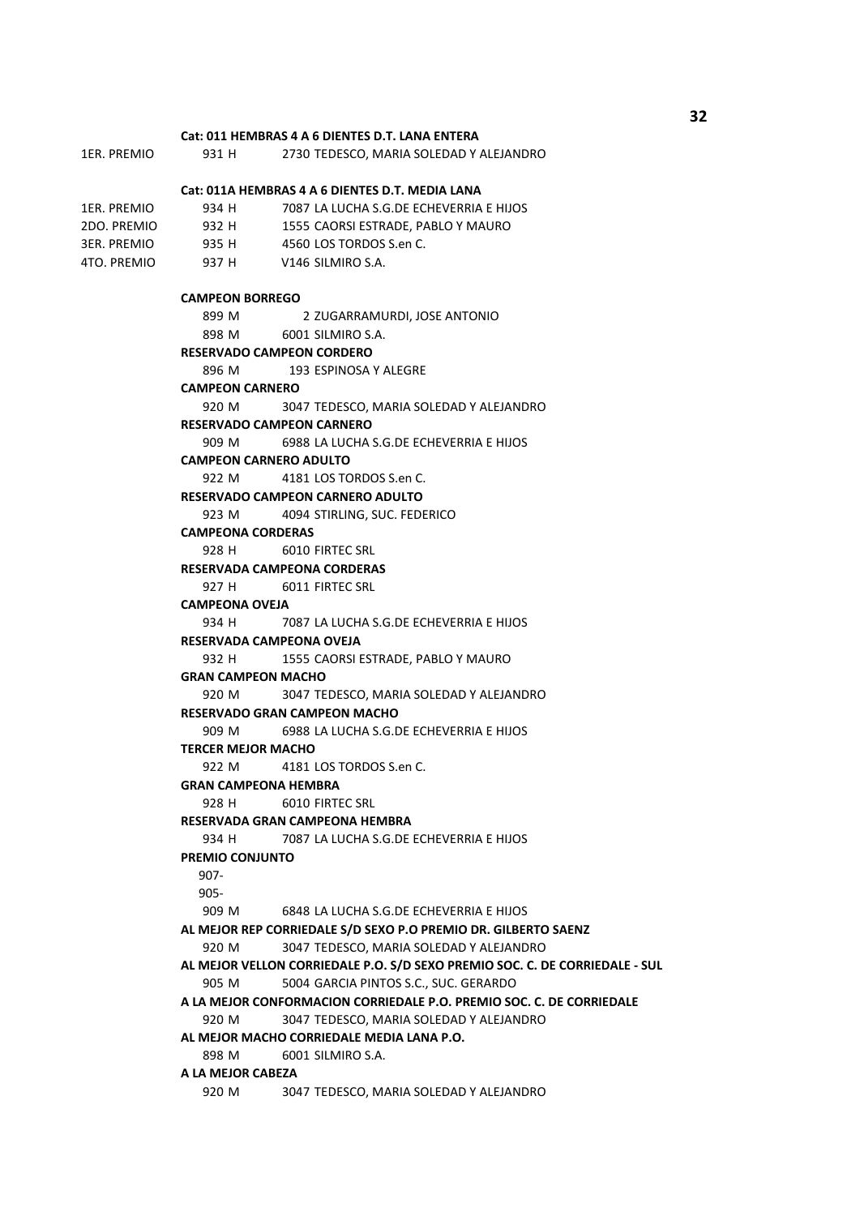**Cat: 011 HEMBRAS 4 A 6 DIENTES D.T. LANA ENTERA**

| | | |
|---|---|---|
| 1ER. PREMIO | 931 H | 2730 TEDESCO, MARIA SOLEDAD Y ALEJANDRO |

**Cat: 011A HEMBRAS 4 A 6 DIENTES D.T. MEDIA LANA**

| | | |
|---|---|---|
| 1ER. PREMIO | 934 H | 7087 LA LUCHA S.G.DE ECHEVERRIA E HIJOS |
| 2DO. PREMIO | 932 H | 1555 CAORSI ESTRADE, PABLO Y MAURO |
| 3ER. PREMIO | 935 H | 4560 LOS TORDOS S.en C. |
| 4TO. PREMIO | 937 H | V146 SILMIRO S.A. |

**CAMPEON BORREGO**

899 M 2 ZUGARRAMURDI, JOSE ANTONIO

898 M 6001 SILMIRO S.A.

**RESERVADO CAMPEON CORDERO**

896 M 193 ESPINOSA Y ALEGRE

**CAMPEON CARNERO**

920 M 3047 TEDESCO, MARIA SOLEDAD Y ALEJANDRO

**RESERVADO CAMPEON CARNERO**

909 M 6988 LA LUCHA S.G.DE ECHEVERRIA E HIJOS

**CAMPEON CARNERO ADULTO**

922 M 4181 LOS TORDOS S.en C.

**RESERVADO CAMPEON CARNERO ADULTO**

923 M 4094 STIRLING, SUC. FEDERICO

**CAMPEONA CORDERAS**

928 H 6010 FIRTEC SRL

**RESERVADA CAMPEONA CORDERAS**

927 H 6011 FIRTEC SRL

**CAMPEONA OVEJA**

934 H 7087 LA LUCHA S.G.DE ECHEVERRIA E HIJOS

**RESERVADA CAMPEONA OVEJA**

932 H 1555 CAORSI ESTRADE, PABLO Y MAURO

**GRAN CAMPEON MACHO**

920 M 3047 TEDESCO, MARIA SOLEDAD Y ALEJANDRO

**RESERVADO GRAN CAMPEON MACHO**

909 M 6988 LA LUCHA S.G.DE ECHEVERRIA E HIJOS

**TERCER MEJOR MACHO**

922 M 4181 LOS TORDOS S.en C.

**GRAN CAMPEONA HEMBRA**

928 H 6010 FIRTEC SRL

**RESERVADA GRAN CAMPEONA HEMBRA**

934 H 7087 LA LUCHA S.G.DE ECHEVERRIA E HIJOS

**PREMIO CONJUNTO**

907-

905-

909 M 6848 LA LUCHA S.G.DE ECHEVERRIA E HIJOS

**AL MEJOR REP CORRIEDALE S/D SEXO P.O PREMIO DR. GILBERTO SAENZ**

920 M 3047 TEDESCO, MARIA SOLEDAD Y ALEJANDRO

**AL MEJOR VELLON CORRIEDALE P.O. S/D SEXO PREMIO SOC. C. DE CORRIEDALE - SUL**

905 M 5004 GARCIA PINTOS S.C., SUC. GERARDO

**A LA MEJOR CONFORMACION CORRIEDALE P.O. PREMIO SOC. C. DE CORRIEDALE**

920 M 3047 TEDESCO, MARIA SOLEDAD Y ALEJANDRO

**AL MEJOR MACHO CORRIEDALE MEDIA LANA P.O.**

898 M 6001 SILMIRO S.A.

**A LA MEJOR CABEZA**

920 M 3047 TEDESCO, MARIA SOLEDAD Y ALEJANDRO